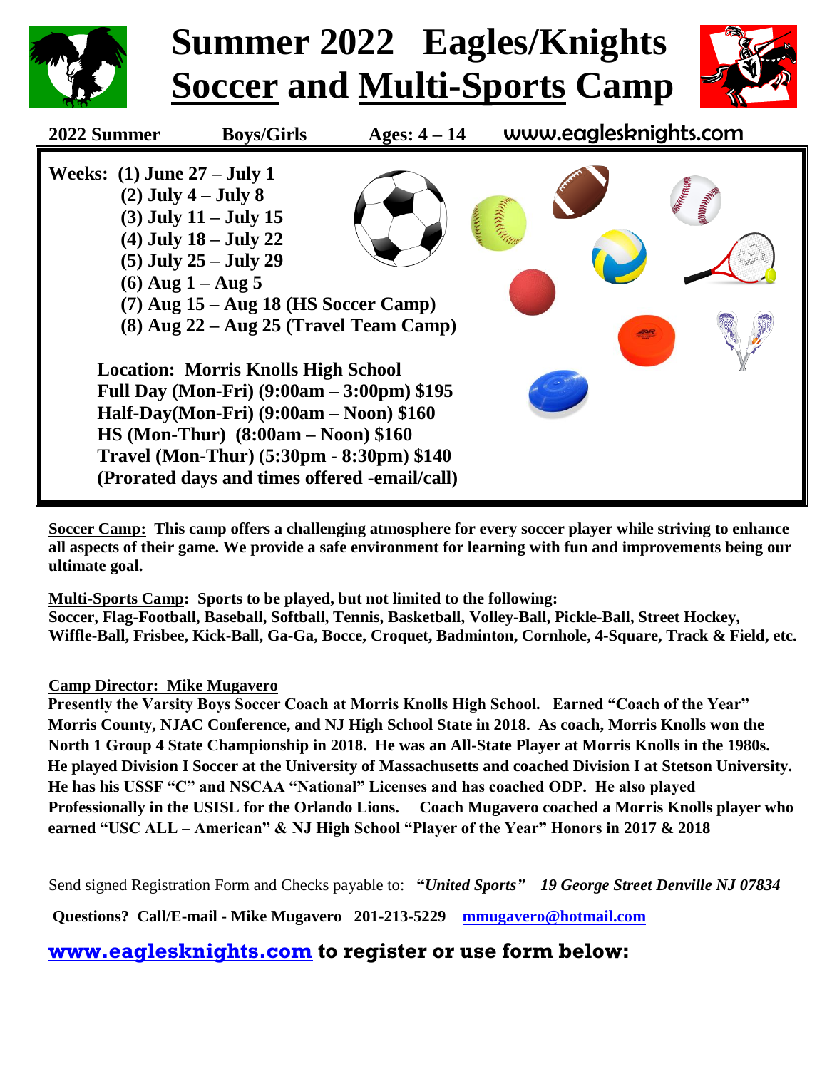# Summer 2022 Eagles/Knights Soccer and Multi-Sports Camp

**2022 Summer** **Boys/Girls** **Ages: 4 – 14** www.eaglesknights.com

**Weeks:**
- **(1) June 27 – July 1**
- **(2) July 4 – July 8**
- **(3) July 11 – July 15**
- **(4) July 18 – July 22**
- **(5) July 25 – July 29**
- **(6) Aug 1 – Aug 5**
- **(7) Aug 15 – Aug 18 (HS Soccer Camp)**
- **(8) Aug 22 – Aug 25 (Travel Team Camp)**

**Location: Morris Knolls High School**
**Full Day (Mon-Fri) (9:00am – 3:00pm) $195**
**Half-Day(Mon-Fri) (9:00am – Noon) $160**
**HS (Mon-Thur) (8:00am – Noon) $160**
**Travel (Mon-Thur) (5:30pm - 8:30pm) $140**
**(Prorated days and times offered -email/call)**

**Soccer Camp:** **This camp offers a challenging atmosphere for every soccer player while striving to enhance all aspects of their game. We provide a safe environment for learning with fun and improvements being our ultimate goal.**

**Multi-Sports Camp: Sports to be played, but not limited to the following:**
**Soccer, Flag-Football, Baseball, Softball, Tennis, Basketball, Volley-Ball, Pickle-Ball, Street Hockey, Wiffle-Ball, Frisbee, Kick-Ball, Ga-Ga, Bocce, Croquet, Badminton, Cornhole, 4-Square, Track & Field, etc.**

**Camp Director: Mike Mugavero**
**Presently the Varsity Boys Soccer Coach at Morris Knolls High School. Earned "Coach of the Year" Morris County, NJAC Conference, and NJ High School State in 2018. As coach, Morris Knolls won the North 1 Group 4 State Championship in 2018. He was an All-State Player at Morris Knolls in the 1980s. He played Division I Soccer at the University of Massachusetts and coached Division I at Stetson University. He has his USSF "C" and NSCAA "National" Licenses and has coached ODP. He also played Professionally in the USISL for the Orlando Lions. Coach Mugavero coached a Morris Knolls player who earned "USC ALL – American" & NJ High School "Player of the Year" Honors in 2017 & 2018**

Send signed Registration Form and Checks payable to: **"*United Sports*"** ***19 George Street Denville NJ 07834***

**Questions? Call/E-mail - Mike Mugavero 201-213-5229 mmugavero@hotmail.com**

**www.eaglesknights.com to register or use form below:**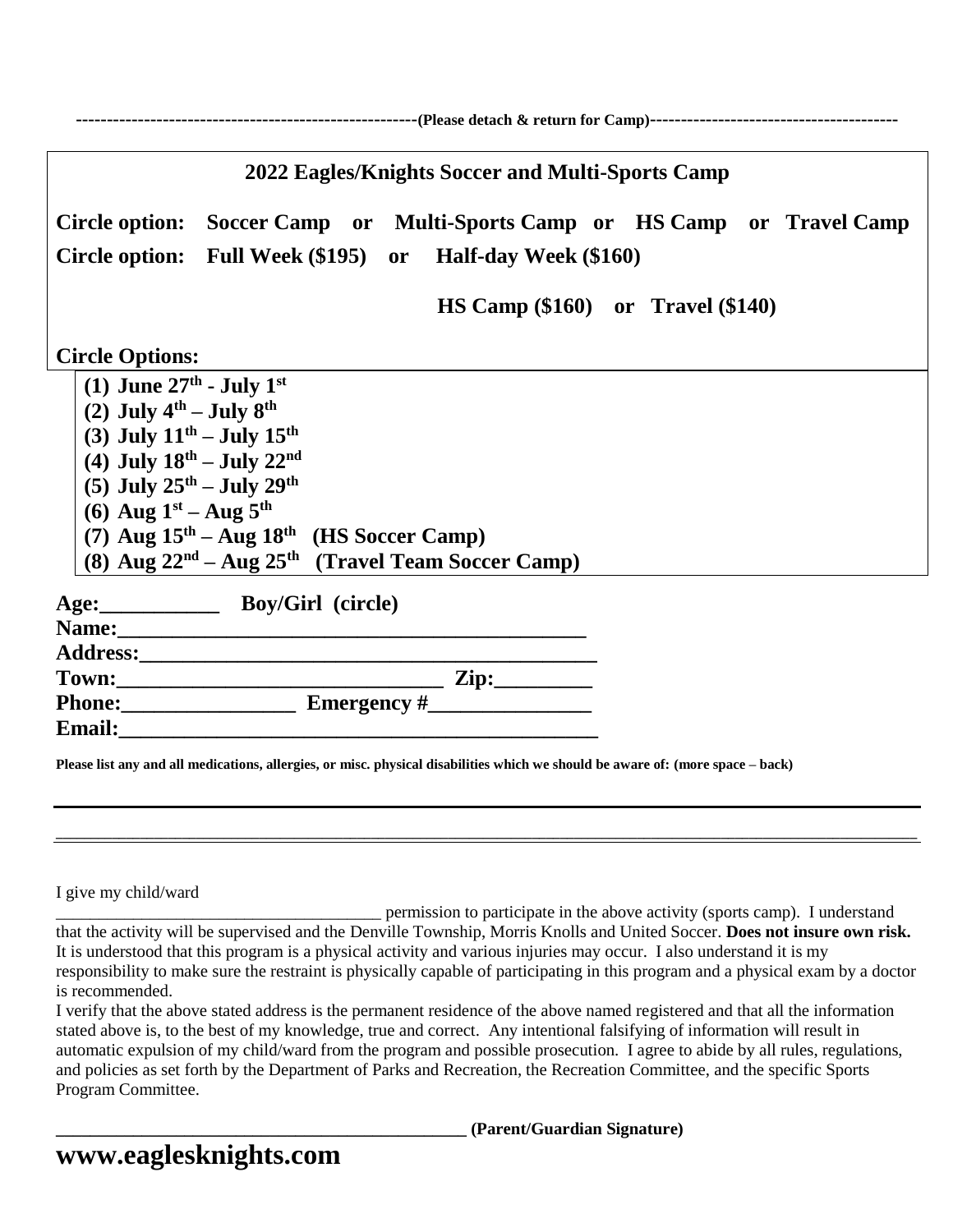-------------------------------------------------------(Please detach & return for Camp)----------------------------------------

**2022 Eagles/Knights Soccer and Multi-Sports Camp**

**Circle option: Soccer Camp or Multi-Sports Camp or HS Camp or Travel Camp**

**Circle option: Full Week ($195) or Half-day Week ($160)**

**HS Camp ($160) or Travel ($140)**

**Circle Options:**

**(1) June 27th - July 1st**
**(2) July 4th – July 8th**
**(3) July 11th – July 15th**
**(4) July 18th – July 22nd**
**(5) July 25th – July 29th**
**(6) Aug 1st – Aug 5th**
**(7) Aug 15th – Aug 18th (HS Soccer Camp)**
**(8) Aug 22nd – Aug 25th (Travel Team Soccer Camp)**

**Age:___________ Boy/Girl (circle)**
**Name:____________________________________________**
**Address:__________________________________________**
**Town:______________________________ Zip:_________**
**Phone:________________ Emergency #_______________**
**Email:______________________________________________**

**Please list any and all medications, allergies, or misc. physical disabilities which we should be aware of: (more space – back)**

_______________________________________________________________________________

_______________________________________________________________________________

I give my child/ward
______________________________________ permission to participate in the above activity (sports camp). I understand that the activity will be supervised and the Denville Township, Morris Knolls and United Soccer. **Does not insure own risk.** It is understood that this program is a physical activity and various injuries may occur. I also understand it is my responsibility to make sure the restraint is physically capable of participating in this program and a physical exam by a doctor is recommended.

I verify that the above stated address is the permanent residence of the above named registered and that all the information stated above is, to the best of my knowledge, true and correct. Any intentional falsifying of information will result in automatic expulsion of my child/ward from the program and possible prosecution. I agree to abide by all rules, regulations, and policies as set forth by the Department of Parks and Recreation, the Recreation Committee, and the specific Sports Program Committee.

**__________________________________________ (Parent/Guardian Signature)**

# www.eaglesknights.com